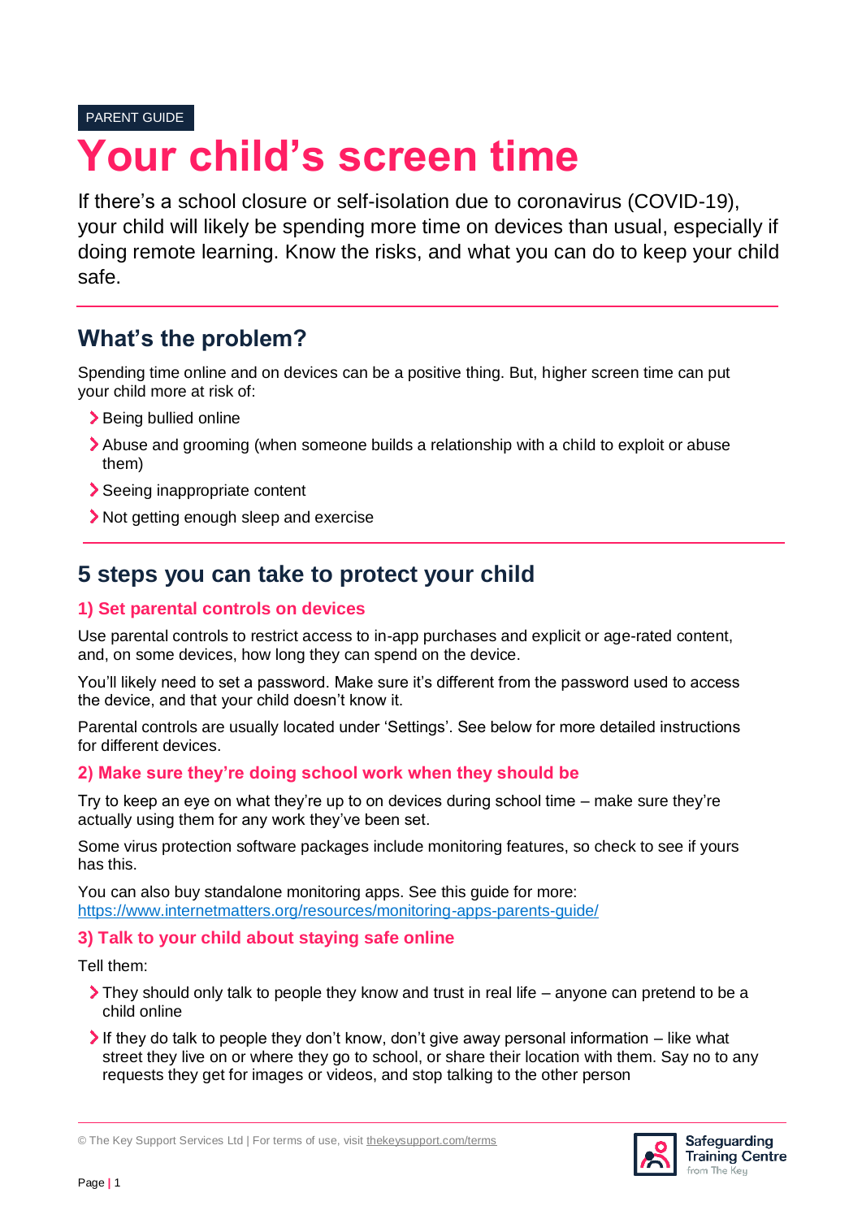PARENT GUIDE

# Your child's screen time

If there's a school closure or self-isolation due to coronavirus (COVID-19), your child will likely be spending more time on devices than usual, especially if doing remote learning. Know the risks, and what you can do to keep your child safe.

## What's the problem?

Spending time online and on devices can be a positive thing. But, higher screen time can put your child more at risk of:

- Being bullied online
- Abuse and grooming (when someone builds a relationship with a child to exploit or abuse them)
- Seeing inappropriate content
- Not getting enough sleep and exercise

## 5 steps you can take to protect your child

### 1) Set parental controls on devices

Use parental controls to restrict access to in-app purchases and explicit or age-rated content, and, on some devices, how long they can spend on the device.

You'll likely need to set a password. Make sure it's different from the password used to access the device, and that your child doesn't know it.

Parental controls are usually located under 'Settings'. See below for more detailed instructions for different devices.

### 2) Make sure they're doing school work when they should be

Try to keep an eye on what they're up to on devices during school time – make sure they're actually using them for any work they've been set.

Some virus protection software packages include monitoring features, so check to see if yours has this.

You can also buy standalone monitoring apps. See this guide for more: https://www.internetmatters.org/resources/monitoring-apps-parents-guide/

### 3) Talk to your child about staying safe online

Tell them:

- They should only talk to people they know and trust in real life – anyone can pretend to be a child online
- If they do talk to people they don't know, don't give away personal information – like what street they live on or where they go to school, or share their location with them. Say no to any requests they get for images or videos, and stop talking to the other person

© The Key Support Services Ltd | For terms of use, visit thekeysupport.com/terms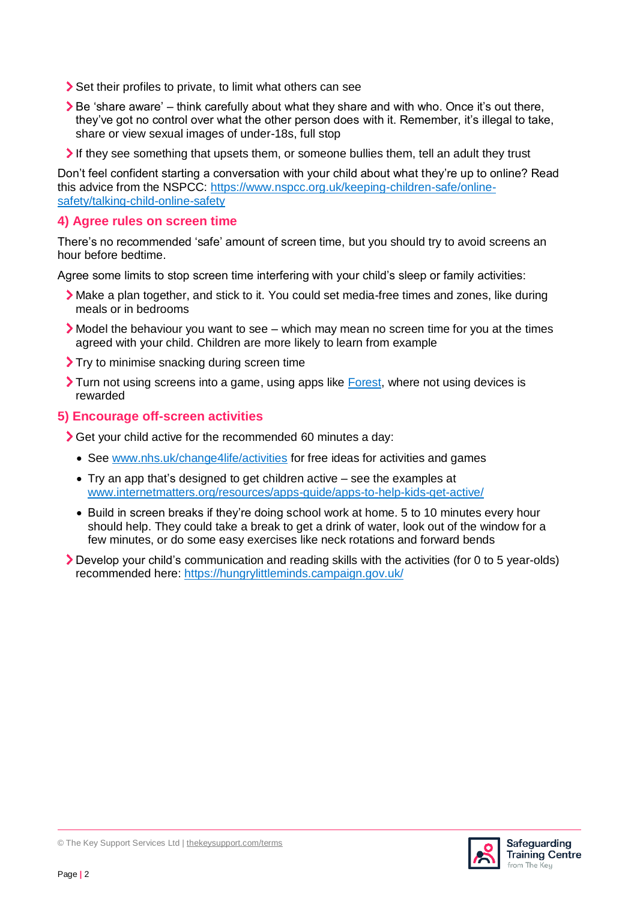- Set their profiles to private, to limit what others can see
- Be 'share aware' – think carefully about what they share and with who. Once it's out there, they've got no control over what the other person does with it. Remember, it's illegal to take, share or view sexual images of under-18s, full stop
- If they see something that upsets them, or someone bullies them, tell an adult they trust

Don't feel confident starting a conversation with your child about what they're up to online? Read this advice from the NSPCC: [https://www.nspcc.org.uk/keeping-children-safe/online-safety/talking-child-online-safety](https://www.nspcc.org.uk/keeping-children-safe/online-safety/talking-child-online-safety)

## 4) Agree rules on screen time

There's no recommended 'safe' amount of screen time, but you should try to avoid screens an hour before bedtime.

Agree some limits to stop screen time interfering with your child's sleep or family activities:

- Make a plan together, and stick to it. You could set media-free times and zones, like during meals or in bedrooms
- Model the behaviour you want to see – which may mean no screen time for you at the times agreed with your child. Children are more likely to learn from example
- Try to minimise snacking during screen time
- Turn not using screens into a game, using apps like Forest, where not using devices is rewarded

## 5) Encourage off-screen activities

- Get your child active for the recommended 60 minutes a day:
  - See [www.nhs.uk/change4life/activities](http://www.nhs.uk/change4life/activities) for free ideas for activities and games
  - Try an app that's designed to get children active – see the examples at [www.internetmatters.org/resources/apps-guide/apps-to-help-kids-get-active/](http://www.internetmatters.org/resources/apps-guide/apps-to-help-kids-get-active/)
  - Build in screen breaks if they're doing school work at home. 5 to 10 minutes every hour should help. They could take a break to get a drink of water, look out of the window for a few minutes, or do some easy exercises like neck rotations and forward bends
- Develop your child's communication and reading skills with the activities (for 0 to 5 year-olds) recommended here: [https://hungrylittleminds.campaign.gov.uk/](https://hungrylittleminds.campaign.gov.uk/)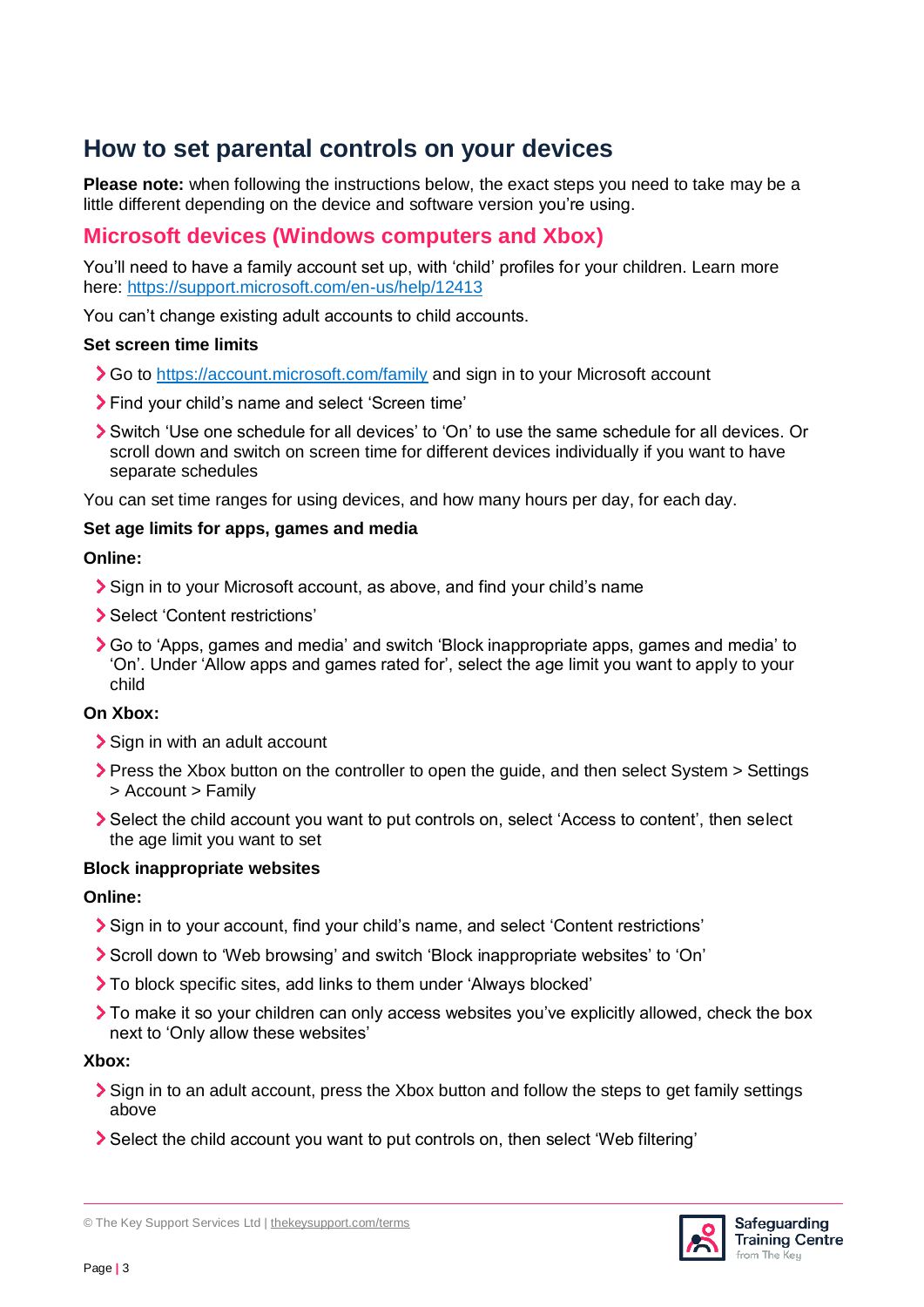# How to set parental controls on your devices

**Please note:** when following the instructions below, the exact steps you need to take may be a little different depending on the device and software version you're using.

## Microsoft devices (Windows computers and Xbox)

You'll need to have a family account set up, with 'child' profiles for your children. Learn more here: https://support.microsoft.com/en-us/help/12413

You can't change existing adult accounts to child accounts.

**Set screen time limits**

- Go to https://account.microsoft.com/family and sign in to your Microsoft account
- Find your child's name and select 'Screen time'
- Switch 'Use one schedule for all devices' to 'On' to use the same schedule for all devices. Or scroll down and switch on screen time for different devices individually if you want to have separate schedules

You can set time ranges for using devices, and how many hours per day, for each day.

**Set age limits for apps, games and media**

**Online:**

- Sign in to your Microsoft account, as above, and find your child's name
- Select 'Content restrictions'
- Go to 'Apps, games and media' and switch 'Block inappropriate apps, games and media' to 'On'. Under 'Allow apps and games rated for', select the age limit you want to apply to your child

**On Xbox:**

- Sign in with an adult account
- Press the Xbox button on the controller to open the guide, and then select System > Settings > Account > Family
- Select the child account you want to put controls on, select 'Access to content', then select the age limit you want to set

**Block inappropriate websites**

**Online:**

- Sign in to your account, find your child's name, and select 'Content restrictions'
- Scroll down to 'Web browsing' and switch 'Block inappropriate websites' to 'On'
- To block specific sites, add links to them under 'Always blocked'
- To make it so your children can only access websites you've explicitly allowed, check the box next to 'Only allow these websites'

**Xbox:**

- Sign in to an adult account, press the Xbox button and follow the steps to get family settings above
- Select the child account you want to put controls on, then select 'Web filtering'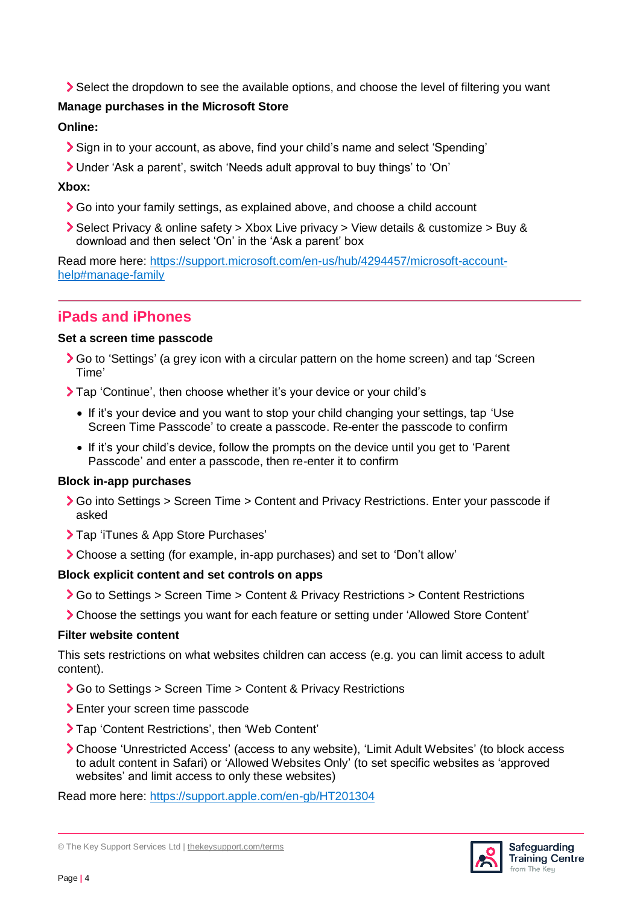- Select the dropdown to see the available options, and choose the level of filtering you want

**Manage purchases in the Microsoft Store**

**Online:**

- Sign in to your account, as above, find your child's name and select 'Spending'
- Under 'Ask a parent', switch 'Needs adult approval to buy things' to 'On'

**Xbox:**

- Go into your family settings, as explained above, and choose a child account
- Select Privacy & online safety > Xbox Live privacy > View details & customize > Buy & download and then select 'On' in the 'Ask a parent' box

Read more here: [https://support.microsoft.com/en-us/hub/4294457/microsoft-account-help#manage-family](https://support.microsoft.com/en-us/hub/4294457/microsoft-account-help#manage-family)

## iPads and iPhones

**Set a screen time passcode**

- Go to 'Settings' (a grey icon with a circular pattern on the home screen) and tap 'Screen Time'
- Tap 'Continue', then choose whether it's your device or your child's
    - If it's your device and you want to stop your child changing your settings, tap 'Use Screen Time Passcode' to create a passcode. Re-enter the passcode to confirm
    - If it's your child's device, follow the prompts on the device until you get to 'Parent Passcode' and enter a passcode, then re-enter it to confirm

**Block in-app purchases**

- Go into Settings > Screen Time > Content and Privacy Restrictions. Enter your passcode if asked
- Tap 'iTunes & App Store Purchases'
- Choose a setting (for example, in-app purchases) and set to 'Don't allow'

**Block explicit content and set controls on apps**

- Go to Settings > Screen Time > Content & Privacy Restrictions > Content Restrictions
- Choose the settings you want for each feature or setting under 'Allowed Store Content'

**Filter website content**

This sets restrictions on what websites children can access (e.g. you can limit access to adult content).

- Go to Settings > Screen Time > Content & Privacy Restrictions
- Enter your screen time passcode
- Tap 'Content Restrictions', then 'Web Content'
- Choose 'Unrestricted Access' (access to any website), 'Limit Adult Websites' (to block access to adult content in Safari) or 'Allowed Websites Only' (to set specific websites as 'approved websites' and limit access to only these websites)

Read more here: [https://support.apple.com/en-gb/HT201304](https://support.apple.com/en-gb/HT201304)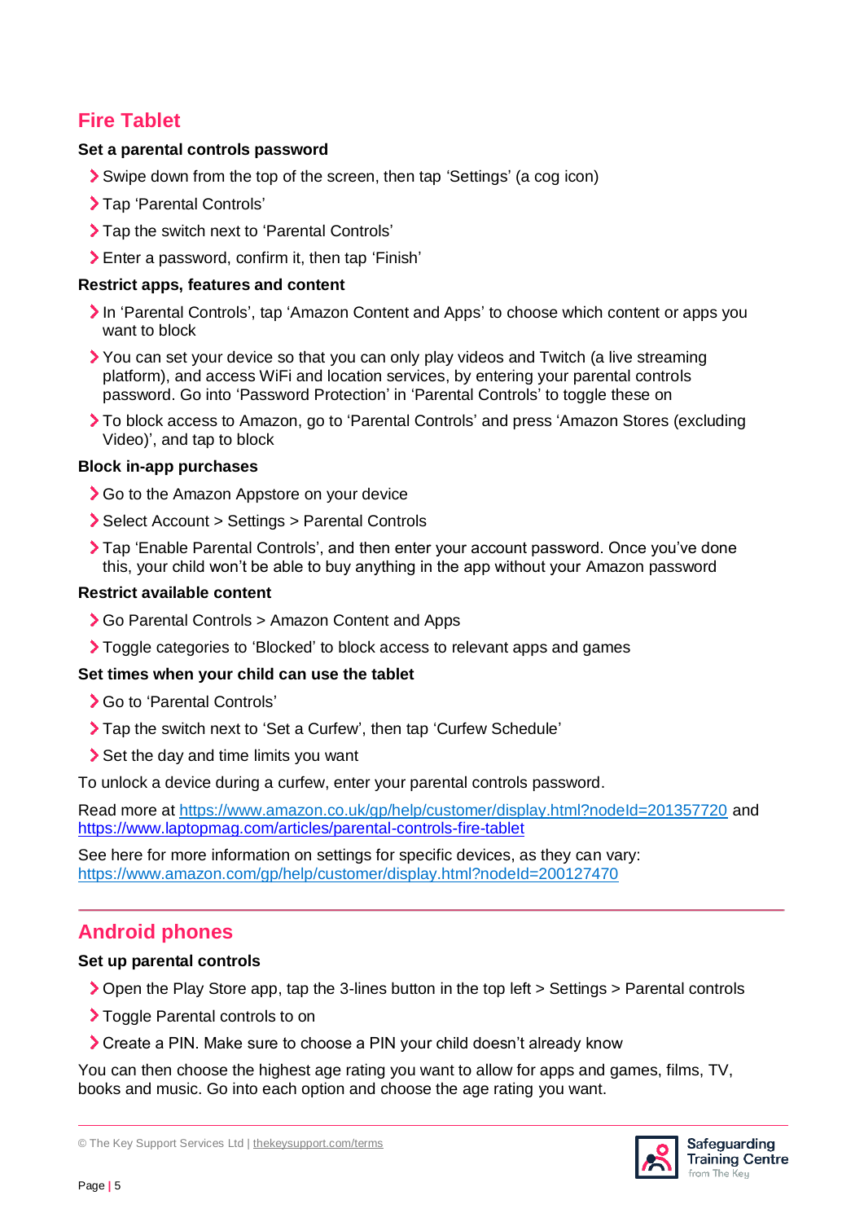## Fire Tablet

**Set a parental controls password**

- Swipe down from the top of the screen, then tap 'Settings' (a cog icon)
- Tap 'Parental Controls'
- Tap the switch next to 'Parental Controls'
- Enter a password, confirm it, then tap 'Finish'

**Restrict apps, features and content**

- In 'Parental Controls', tap 'Amazon Content and Apps' to choose which content or apps you want to block
- You can set your device so that you can only play videos and Twitch (a live streaming platform), and access WiFi and location services, by entering your parental controls password. Go into 'Password Protection' in 'Parental Controls' to toggle these on
- To block access to Amazon, go to 'Parental Controls' and press 'Amazon Stores (excluding Video)', and tap to block

**Block in-app purchases**

- Go to the Amazon Appstore on your device
- Select Account > Settings > Parental Controls
- Tap 'Enable Parental Controls', and then enter your account password. Once you've done this, your child won't be able to buy anything in the app without your Amazon password

**Restrict available content**

- Go Parental Controls > Amazon Content and Apps
- Toggle categories to 'Blocked' to block access to relevant apps and games

**Set times when your child can use the tablet**

- Go to 'Parental Controls'
- Tap the switch next to 'Set a Curfew', then tap 'Curfew Schedule'
- Set the day and time limits you want

To unlock a device during a curfew, enter your parental controls password.

Read more at https://www.amazon.co.uk/gp/help/customer/display.html?nodeId=201357720 and https://www.laptopmag.com/articles/parental-controls-fire-tablet

See here for more information on settings for specific devices, as they can vary: https://www.amazon.com/gp/help/customer/display.html?nodeId=200127470

---

## Android phones

**Set up parental controls**

- Open the Play Store app, tap the 3-lines button in the top left > Settings > Parental controls
- Toggle Parental controls to on
- Create a PIN. Make sure to choose a PIN your child doesn't already know

You can then choose the highest age rating you want to allow for apps and games, films, TV, books and music. Go into each option and choose the age rating you want.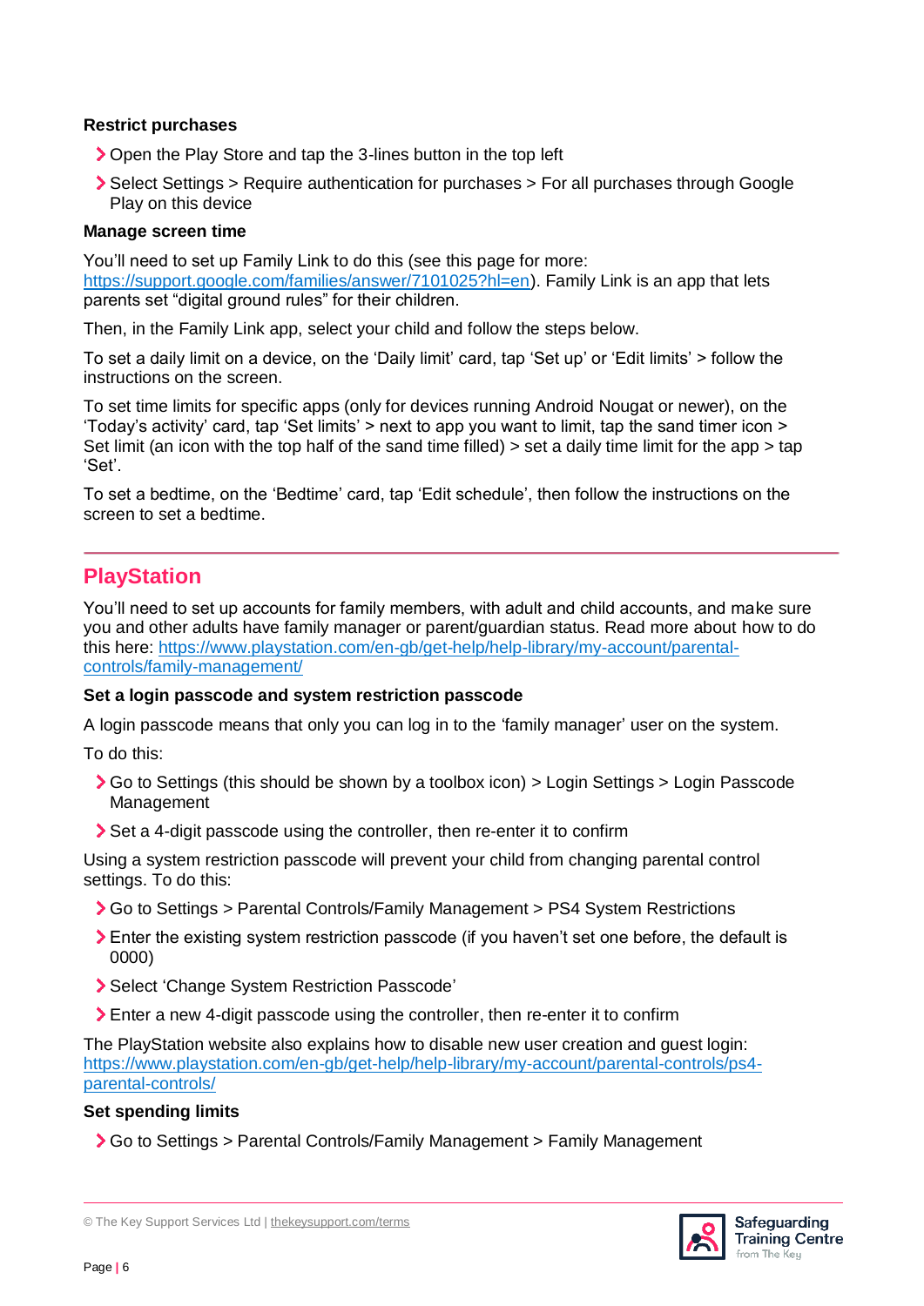**Restrict purchases**

- Open the Play Store and tap the 3-lines button in the top left
- Select Settings > Require authentication for purchases > For all purchases through Google Play on this device

**Manage screen time**

You'll need to set up Family Link to do this (see this page for more: https://support.google.com/families/answer/7101025?hl=en). Family Link is an app that lets parents set "digital ground rules" for their children.

Then, in the Family Link app, select your child and follow the steps below.

To set a daily limit on a device, on the 'Daily limit' card, tap 'Set up' or 'Edit limits' > follow the instructions on the screen.

To set time limits for specific apps (only for devices running Android Nougat or newer), on the 'Today's activity' card, tap 'Set limits' > next to app you want to limit, tap the sand timer icon > Set limit (an icon with the top half of the sand time filled) > set a daily time limit for the app > tap 'Set'.

To set a bedtime, on the 'Bedtime' card, tap 'Edit schedule', then follow the instructions on the screen to set a bedtime.

## PlayStation

You'll need to set up accounts for family members, with adult and child accounts, and make sure you and other adults have family manager or parent/guardian status. Read more about how to do this here: https://www.playstation.com/en-gb/get-help/help-library/my-account/parental-controls/family-management/

**Set a login passcode and system restriction passcode**

A login passcode means that only you can log in to the 'family manager' user on the system.

To do this:

- Go to Settings (this should be shown by a toolbox icon) > Login Settings > Login Passcode Management
- Set a 4-digit passcode using the controller, then re-enter it to confirm

Using a system restriction passcode will prevent your child from changing parental control settings. To do this:

- Go to Settings > Parental Controls/Family Management > PS4 System Restrictions
- Enter the existing system restriction passcode (if you haven't set one before, the default is 0000)
- Select 'Change System Restriction Passcode'
- Enter a new 4-digit passcode using the controller, then re-enter it to confirm

The PlayStation website also explains how to disable new user creation and guest login: https://www.playstation.com/en-gb/get-help/help-library/my-account/parental-controls/ps4-parental-controls/

**Set spending limits**

- Go to Settings > Parental Controls/Family Management > Family Management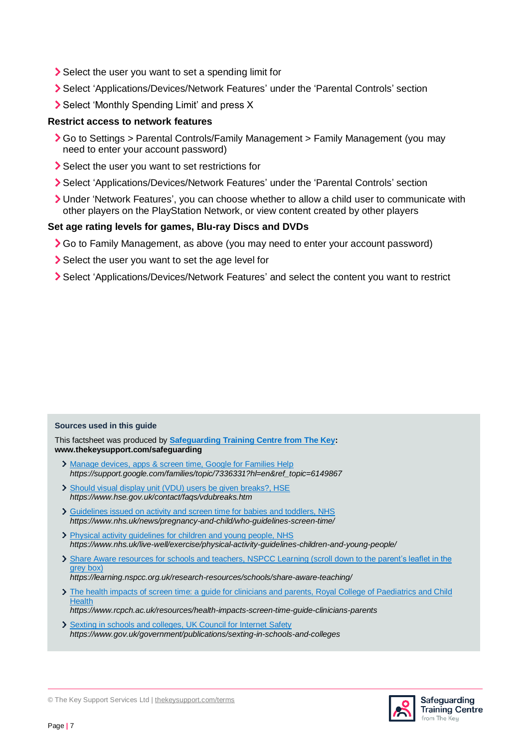- Select the user you want to set a spending limit for
- Select 'Applications/Devices/Network Features' under the 'Parental Controls' section
- Select 'Monthly Spending Limit' and press X

**Restrict access to network features**

- Go to Settings > Parental Controls/Family Management > Family Management (you may need to enter your account password)
- Select the user you want to set restrictions for
- Select 'Applications/Devices/Network Features' under the 'Parental Controls' section
- Under 'Network Features', you can choose whether to allow a child user to communicate with other players on the PlayStation Network, or view content created by other players

**Set age rating levels for games, Blu-ray Discs and DVDs**

- Go to Family Management, as above (you may need to enter your account password)
- Select the user you want to set the age level for
- Select 'Applications/Devices/Network Features' and select the content you want to restrict

**Sources used in this guide**

This factsheet was produced by **Safeguarding Training Centre from The Key**: **www.thekeysupport.com/safeguarding**

- Manage devices, apps & screen time, Google for Families Help
  *https://support.google.com/families/topic/7336331?hl=en&ref_topic=6149867*
- Should visual display unit (VDU) users be given breaks?, HSE
  *https://www.hse.gov.uk/contact/faqs/vdubreaks.htm*
- Guidelines issued on activity and screen time for babies and toddlers, NHS
  *https://www.nhs.uk/news/pregnancy-and-child/who-guidelines-screen-time/*
- Physical activity guidelines for children and young people, NHS
  *https://www.nhs.uk/live-well/exercise/physical-activity-guidelines-children-and-young-people/*
- Share Aware resources for schools and teachers, NSPCC Learning (scroll down to the parent's leaflet in the grey box)
  *https://learning.nspcc.org.uk/research-resources/schools/share-aware-teaching/*
- The health impacts of screen time: a guide for clinicians and parents, Royal College of Paediatrics and Child Health
  *https://www.rcpch.ac.uk/resources/health-impacts-screen-time-guide-clinicians-parents*
- Sexting in schools and colleges, UK Council for Internet Safety
  *https://www.gov.uk/government/publications/sexting-in-schools-and-colleges*